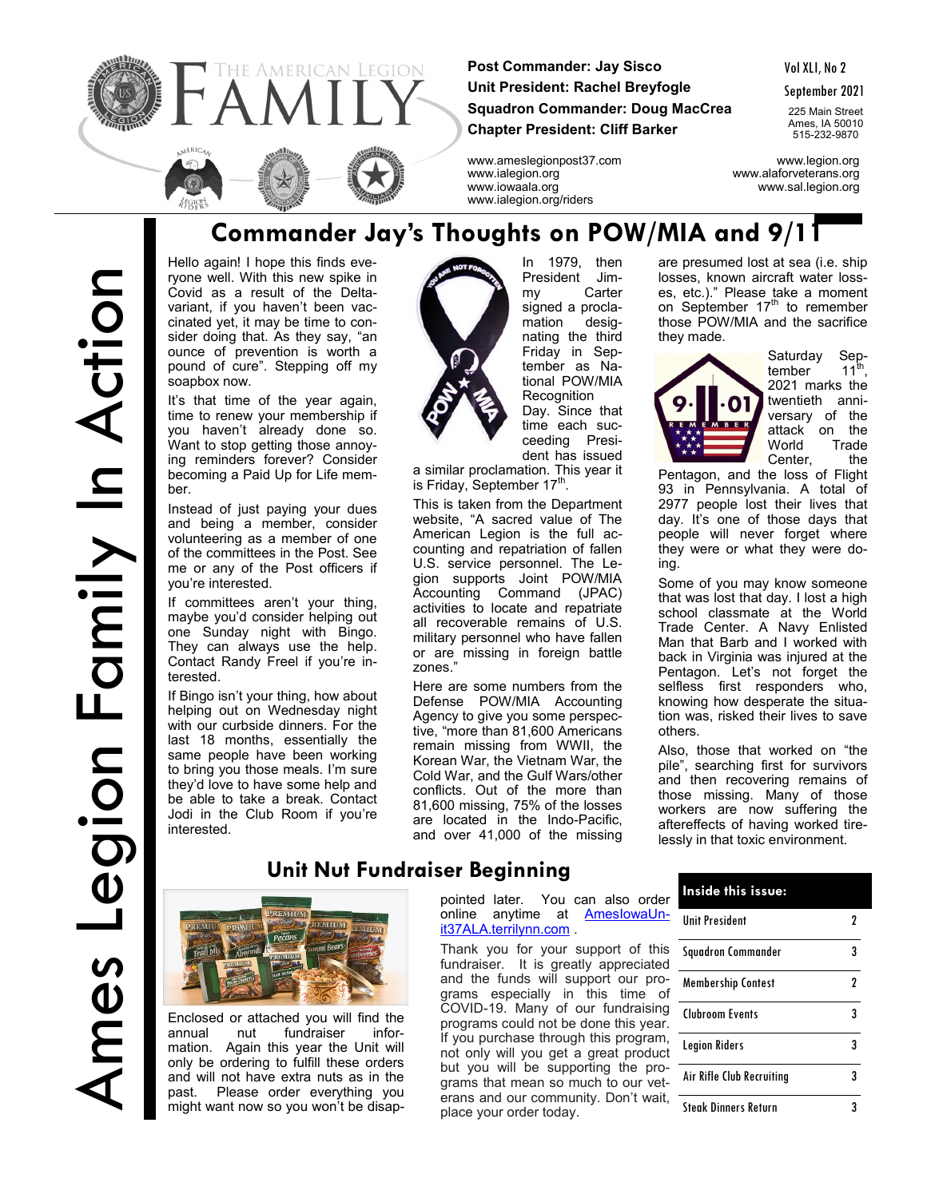# The American Legion FAMILY

**Post Commander: Jay Sisco**
**Unit President: Rachel Breyfogle**
**Squadron Commander: Doug MacCrea**
**Chapter President: Cliff Barker**

Vol XLI, No 2
September 2021

225 Main Street
Ames, IA 50010
515-232-9870

www.ameslegionpost37.com
www.ialegion.org
www.iowaala.org
www.ialegion.org/riders

www.legion.org
www.alaforveterans.org
www.sal.legion.org

Ames Legion Family In Action

## Commander Jay's Thoughts on POW/MIA and 9/11

Hello again! I hope this finds everyone well. With this new spike in Covid as a result of the Delta-variant, if you haven't been vaccinated yet, it may be time to consider doing that. As they say, "an ounce of prevention is worth a pound of cure". Stepping off my soapbox now.

It's that time of the year again, time to renew your membership if you haven't already done so. Want to stop getting those annoying reminders forever? Consider becoming a Paid Up for Life member.

Instead of just paying your dues and being a member, consider volunteering as a member of one of the committees in the Post. See me or any of the Post officers if you're interested.

If committees aren't your thing, maybe you'd consider helping out one Sunday night with Bingo. They can always use the help. Contact Randy Freel if you're interested.

If Bingo isn't your thing, how about helping out on Wednesday night with our curbside dinners. For the last 18 months, essentially the same people have been working to bring you those meals. I'm sure they'd love to have some help and be able to take a break. Contact Jodi in the Club Room if you're interested.

In 1979, then President Jimmy Carter signed a proclamation designating the third Friday in September as National POW/MIA Recognition Day. Since that time each succeeding President has issued a similar proclamation. This year it is Friday, September 17th.

This is taken from the Department website, "A sacred value of The American Legion is the full accounting and repatriation of fallen U.S. service personnel. The Legion supports Joint POW/MIA Accounting Command (JPAC) activities to locate and repatriate all recoverable remains of U.S. military personnel who have fallen or are missing in foreign battle zones."

Here are some numbers from the Defense POW/MIA Accounting Agency to give you some perspective, "more than 81,600 Americans remain missing from WWII, the Korean War, the Vietnam War, the Cold War, and the Gulf Wars/other conflicts. Out of the more than 81,600 missing, 75% of the losses are located in the Indo-Pacific, and over 41,000 of the missing are presumed lost at sea (i.e. ship losses, known aircraft water losses, etc.)." Please take a moment on September 17th to remember those POW/MIA and the sacrifice they made.

Saturday September 11th, 2021 marks the twentieth anniversary of the attack on the World Trade Center, the Pentagon, and the loss of Flight 93 in Pennsylvania. A total of 2977 people lost their lives that day. It's one of those days that people will never forget where they were or what they were doing.

Some of you may know someone that was lost that day. I lost a high school classmate at the World Trade Center. A Navy Enlisted Man that Barb and I worked with back in Virginia was injured at the Pentagon. Let's not forget the selfless first responders who, knowing how desperate the situation was, risked their lives to save others.

Also, those that worked on "the pile", searching first for survivors and then recovering remains of those missing. Many of those workers are now suffering the aftereffects of having worked tirelessly in that toxic environment.

## Unit Nut Fundraiser Beginning

Enclosed or attached you will find the annual nut fundraiser information. Again this year the Unit will only be ordering to fulfill these orders and will not have extra nuts as in the past. Please order everything you might want now so you won't be disappointed later. You can also order online anytime at AmesIowaUnit37ALA.terrilynn.com .

Thank you for your support of this fundraiser. It is greatly appreciated and the funds will support our programs especially in this time of COVID-19. Many of our fundraising programs could not be done this year. If you purchase through this program, not only will you get a great product but you will be supporting the programs that mean so much to our veterans and our community. Don't wait, place your order today.

| Inside this issue: | |
|---|---|
| Unit President | 2 |
| Squadron Commander | 3 |
| Membership Contest | 2 |
| Clubroom Events | 3 |
| Legion Riders | 3 |
| Air Rifle Club Recruiting | 3 |
| Steak Dinners Return | 3 |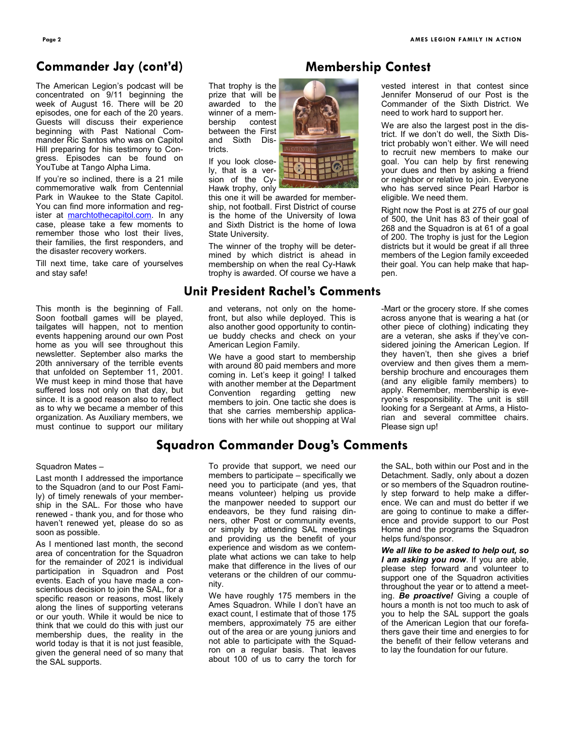## Commander Jay (cont'd)

The American Legion's podcast will be concentrated on 9/11 beginning the week of August 16. There will be 20 episodes, one for each of the 20 years. Guests will discuss their experience beginning with Past National Commander Ric Santos who was on Capitol Hill preparing for his testimony to Congress. Episodes can be found on YouTube at Tango Alpha Lima.

If you're so inclined, there is a 21 mile commemorative walk from Centennial Park in Waukee to the State Capitol. You can find more information and register at [marchtothecapitol.com](marchtothecapitol.com). In any case, please take a few moments to remember those who lost their lives, their families, the first responders, and the disaster recovery workers.

Till next time, take care of yourselves and stay safe!

## Membership Contest

That trophy is the prize that will be awarded to the winner of a membership contest between the First and Sixth Districts.

If you look closely, that is a version of the Cy-Hawk trophy, only this one it will be awarded for membership, not football. First District of course is the home of the University of Iowa and Sixth District is the home of Iowa State University.

The winner of the trophy will be determined by which district is ahead in membership on when the real Cy-Hawk trophy is awarded. Of course we have a vested interest in that contest since Jennifer Monserud of our Post is the Commander of the Sixth District. We need to work hard to support her.

We are also the largest post in the district. If we don't do well, the Sixth District probably won't either. We will need to recruit new members to make our goal. You can help by first renewing your dues and then by asking a friend or neighbor or relative to join. Everyone who has served since Pearl Harbor is eligible. We need them.

Right now the Post is at 275 of our goal of 500, the Unit has 83 of their goal of 268 and the Squadron is at 61 of a goal of 200. The trophy is just for the Legion districts but it would be great if all three members of the Legion family exceeded their goal. You can help make that happen.

## Unit President Rachel's Comments

This month is the beginning of Fall. Soon football games will be played, tailgates will happen, not to mention events happening around our own Post home as you will see throughout this newsletter. September also marks the 20th anniversary of the terrible events that unfolded on September 11, 2001. We must keep in mind those that have suffered loss not only on that day, but since. It is a good reason also to reflect as to why we became a member of this organization. As Auxiliary members, we must continue to support our military and veterans, not only on the homefront, but also while deployed. This is also another good opportunity to continue buddy checks and check on your American Legion Family.

We have a good start to membership with around 80 paid members and more coming in. Let's keep it going! I talked with another member at the Department Convention regarding getting new members to join. One tactic she does is that she carries membership applications with her while out shopping at Wal-Mart or the grocery store. If she comes across anyone that is wearing a hat (or other piece of clothing) indicating they are a veteran, she asks if they've considered joining the American Legion. If they haven't, then she gives a brief overview and then gives them a membership brochure and encourages them (and any eligible family members) to apply. Remember, membership is everyone's responsibility. The unit is still looking for a Sergeant at Arms, a Historian and several committee chairs. Please sign up!

## Squadron Commander Doug's Comments

Squadron Mates –

Last month I addressed the importance to the Squadron (and to our Post Family) of timely renewals of your membership in the SAL. For those who have renewed - thank you, and for those who haven't renewed yet, please do so as soon as possible.

As I mentioned last month, the second area of concentration for the Squadron for the remainder of 2021 is individual participation in Squadron and Post events. Each of you have made a conscientious decision to join the SAL, for a specific reason or reasons, most likely along the lines of supporting veterans or our youth. While it would be nice to think that we could do this with just our membership dues, the reality in the world today is that it is not just feasible, given the general need of so many that the SAL supports.

To provide that support, we need our members to participate – specifically we need you to participate (and yes, that means volunteer) helping us provide the manpower needed to support our endeavors, be they fund raising dinners, other Post or community events, or simply by attending SAL meetings and providing us the benefit of your experience and wisdom as we contemplate what actions we can take to help make that difference in the lives of our veterans or the children of our community.

We have roughly 175 members in the Ames Squadron. While I don't have an exact count, I estimate that of those 175 members, approximately 75 are either out of the area or are young juniors and not able to participate with the Squadron on a regular basis. That leaves about 100 of us to carry the torch for the SAL, both within our Post and in the Detachment. Sadly, only about a dozen or so members of the Squadron routinely step forward to help make a difference. We can and must do better if we are going to continue to make a difference and provide support to our Post Home and the programs the Squadron helps fund/sponsor.

***We all like to be asked to help out, so I am asking you now***. If you are able, please step forward and volunteer to support one of the Squadron activities throughout the year or to attend a meeting. ***Be proactive!*** Giving a couple of hours a month is not too much to ask of you to help the SAL support the goals of the American Legion that our forefathers gave their time and energies to for the benefit of their fellow veterans and to lay the foundation for our future.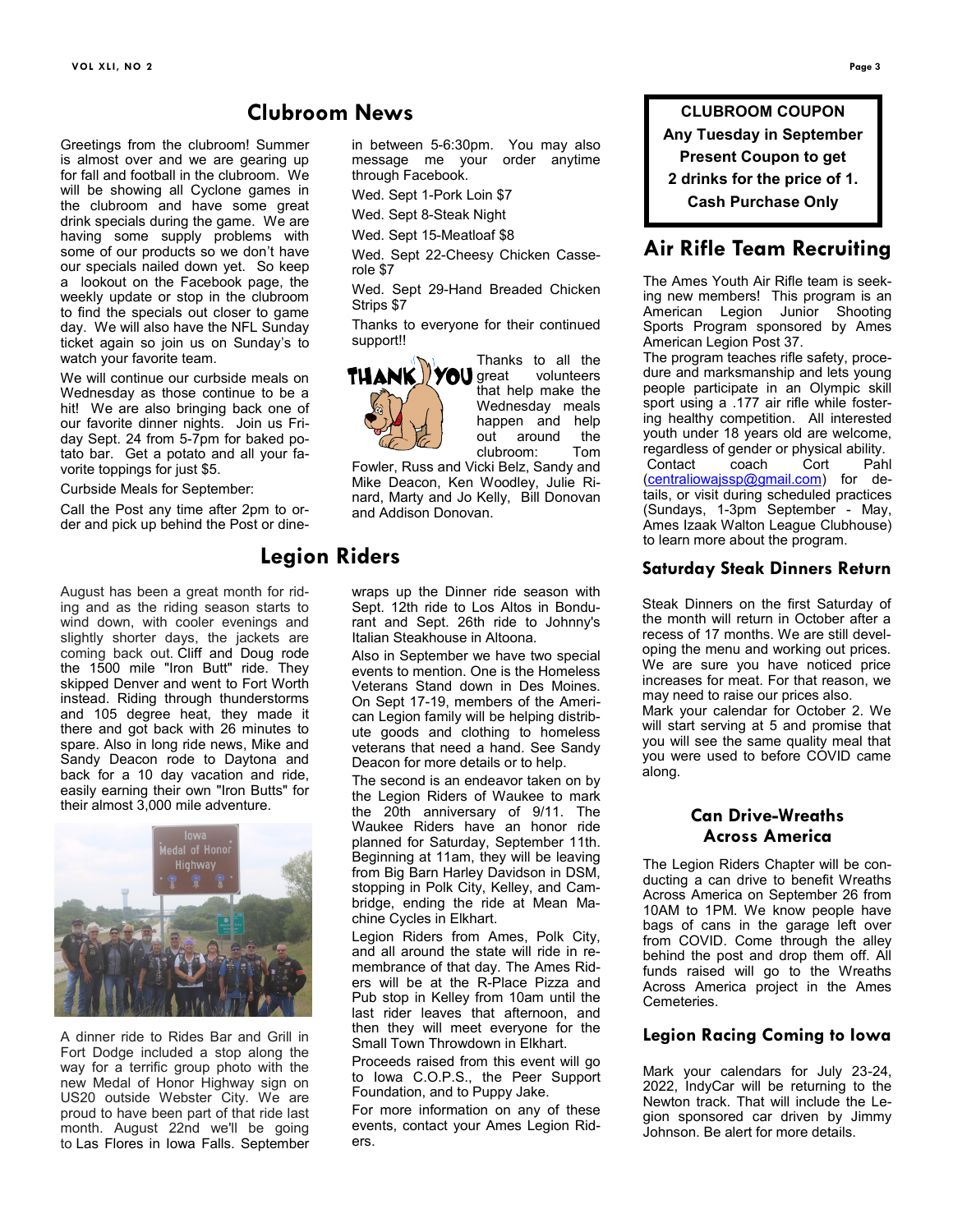## Clubroom News

Greetings from the clubroom! Summer is almost over and we are gearing up for fall and football in the clubroom. We will be showing all Cyclone games in the clubroom and have some great drink specials during the game. We are having some supply problems with some of our products so we don't have our specials nailed down yet. So keep a lookout on the Facebook page, the weekly update or stop in the clubroom to find the specials out closer to game day. We will also have the NFL Sunday ticket again so join us on Sunday's to watch your favorite team.

We will continue our curbside meals on Wednesday as those continue to be a hit! We are also bringing back one of our favorite dinner nights. Join us Friday Sept. 24 from 5-7pm for baked potato bar. Get a potato and all your favorite toppings for just $5.

Curbside Meals for September:

Call the Post any time after 2pm to order and pick up behind the Post or dine-in between 5-6:30pm. You may also message me your order anytime through Facebook.

Wed. Sept 1-Pork Loin $7

Wed. Sept 8-Steak Night

Wed. Sept 15-Meatloaf $8

Wed. Sept 22-Cheesy Chicken Casserole $7

Wed. Sept 29-Hand Breaded Chicken Strips $7

Thanks to everyone for their continued support!!

Thanks to all the great volunteers that help make the Wednesday meals happen and help out around the clubroom: Tom Fowler, Russ and Vicki Belz, Sandy and Mike Deacon, Ken Woodley, Julie Rinard, Marty and Jo Kelly, Bill Donovan and Addison Donovan.

## Legion Riders

August has been a great month for riding and as the riding season starts to wind down, with cooler evenings and slightly shorter days, the jackets are coming back out. Cliff and Doug rode the 1500 mile "Iron Butt" ride. They skipped Denver and went to Fort Worth instead. Riding through thunderstorms and 105 degree heat, they made it there and got back with 26 minutes to spare. Also in long ride news, Mike and Sandy Deacon rode to Daytona and back for a 10 day vacation and ride, easily earning their own "Iron Butts" for their almost 3,000 mile adventure.

A dinner ride to Rides Bar and Grill in Fort Dodge included a stop along the way for a terrific group photo with the new Medal of Honor Highway sign on US20 outside Webster City. We are proud to have been part of that ride last month. August 22nd we'll be going to Las Flores in Iowa Falls. September wraps up the Dinner ride season with Sept. 12th ride to Los Altos in Bondurant and Sept. 26th ride to Johnny's Italian Steakhouse in Altoona.

Also in September we have two special events to mention. One is the Homeless Veterans Stand down in Des Moines. On Sept 17-19, members of the American Legion family will be helping distribute goods and clothing to homeless veterans that need a hand. See Sandy Deacon for more details or to help.

The second is an endeavor taken on by the Legion Riders of Waukee to mark the 20th anniversary of 9/11. The Waukee Riders have an honor ride planned for Saturday, September 11th. Beginning at 11am, they will be leaving from Big Barn Harley Davidson in DSM, stopping in Polk City, Kelley, and Cambridge, ending the ride at Mean Machine Cycles in Elkhart.

Legion Riders from Ames, Polk City, and all around the state will ride in remembrance of that day. The Ames Riders will be at the R-Place Pizza and Pub stop in Kelley from 10am until the last rider leaves that afternoon, and then they will meet everyone for the Small Town Throwdown in Elkhart.

Proceeds raised from this event will go to Iowa C.O.P.S., the Peer Support Foundation, and to Puppy Jake.

For more information on any of these events, contact your Ames Legion Riders.

**CLUBROOM COUPON**
**Any Tuesday in September**
**Present Coupon to get**
**2 drinks for the price of 1.**
**Cash Purchase Only**

## Air Rifle Team Recruiting

The Ames Youth Air Rifle team is seeking new members! This program is an American Legion Junior Shooting Sports Program sponsored by Ames American Legion Post 37.

The program teaches rifle safety, procedure and marksmanship and lets young people participate in an Olympic skill sport using a .177 air rifle while fostering healthy competition. All interested youth under 18 years old are welcome, regardless of gender or physical ability. Contact coach Cort Pahl (centraliowajssp@gmail.com) for details, or visit during scheduled practices (Sundays, 1-3pm September - May, Ames Izaak Walton League Clubhouse) to learn more about the program.

### Saturday Steak Dinners Return

Steak Dinners on the first Saturday of the month will return in October after a recess of 17 months. We are still developing the menu and working out prices. We are sure you have noticed price increases for meat. For that reason, we may need to raise our prices also.

Mark your calendar for October 2. We will start serving at 5 and promise that you will see the same quality meal that you were used to before COVID came along.

### Can Drive-Wreaths Across America

The Legion Riders Chapter will be conducting a can drive to benefit Wreaths Across America on September 26 from 10AM to 1PM. We know people have bags of cans in the garage left over from COVID. Come through the alley behind the post and drop them off. All funds raised will go to the Wreaths Across America project in the Ames Cemeteries.

### Legion Racing Coming to Iowa

Mark your calendars for July 23-24, 2022, IndyCar will be returning to the Newton track. That will include the Legion sponsored car driven by Jimmy Johnson. Be alert for more details.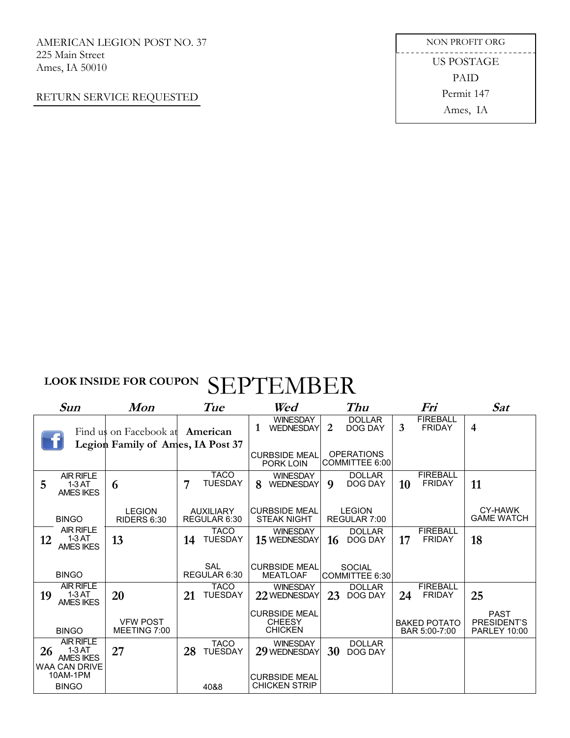AMERICAN LEGION POST NO. 37
225 Main Street
Ames, IA 50010

RETURN SERVICE REQUESTED

NON PROFIT ORG
US POSTAGE
PAID
Permit 147
Ames, IA

**LOOK INSIDE FOR COUPON**

# SEPTEMBER

| *Sun* | *Mon* | *Tue* | *Wed* | *Thu* | *Fri* | *Sat* |
|---|---|---|---|---|---|---|
| Find us on Facebook at **American Legion Family of Ames, IA Post 37** | | | 1 WINESDAY WEDNESDAY<br>CURBSIDE MEAL PORK LOIN | 2 DOLLAR DOG DAY<br>OPERATIONS COMMITTEE 6:00 | 3 FIREBALL FRIDAY | 4 |
| 5 AIR RIFLE 1-3 AT AMES IKES<br>BINGO | 6<br>LEGION RIDERS 6:30 | 7 TACO TUESDAY<br>AUXILIARY REGULAR 6:30 | 8 WINESDAY WEDNESDAY<br>CURBSIDE MEAL STEAK NIGHT | 9 DOLLAR DOG DAY<br>LEGION REGULAR 7:00 | 10 FIREBALL FRIDAY | 11<br>CY-HAWK GAME WATCH |
| 12 AIR RIFLE 1-3 AT AMES IKES<br>BINGO | 13 | 14 TACO TUESDAY<br>SAL REGULAR 6:30 | 15 WINESDAY WEDNESDAY<br>CURBSIDE MEAL MEATLOAF | 16 DOLLAR DOG DAY<br>SOCIAL COMMITTEE 6:30 | 17 FIREBALL FRIDAY | 18 |
| 19 AIR RIFLE 1-3 AT AMES IKES<br>BINGO | 20<br>VFW POST MEETING 7:00 | 21 TACO TUESDAY | 22 WINESDAY WEDNESDAY<br>CURBSIDE MEAL CHEESY CHICKEN | 23 DOLLAR DOG DAY | 24 FIREBALL FRIDAY<br>BAKED POTATO BAR 5:00-7:00 | 25<br>PAST PRESIDENT'S PARLEY 10:00 |
| 26 AIR RIFLE 1-3 AT AMES IKES<br>WAA CAN DRIVE 10AM-1PM<br>BINGO | 27 | 28 TACO TUESDAY<br>40&8 | 29 WINESDAY WEDNESDAY<br>CURBSIDE MEAL CHICKEN STRIP | 30 DOLLAR DOG DAY | | |